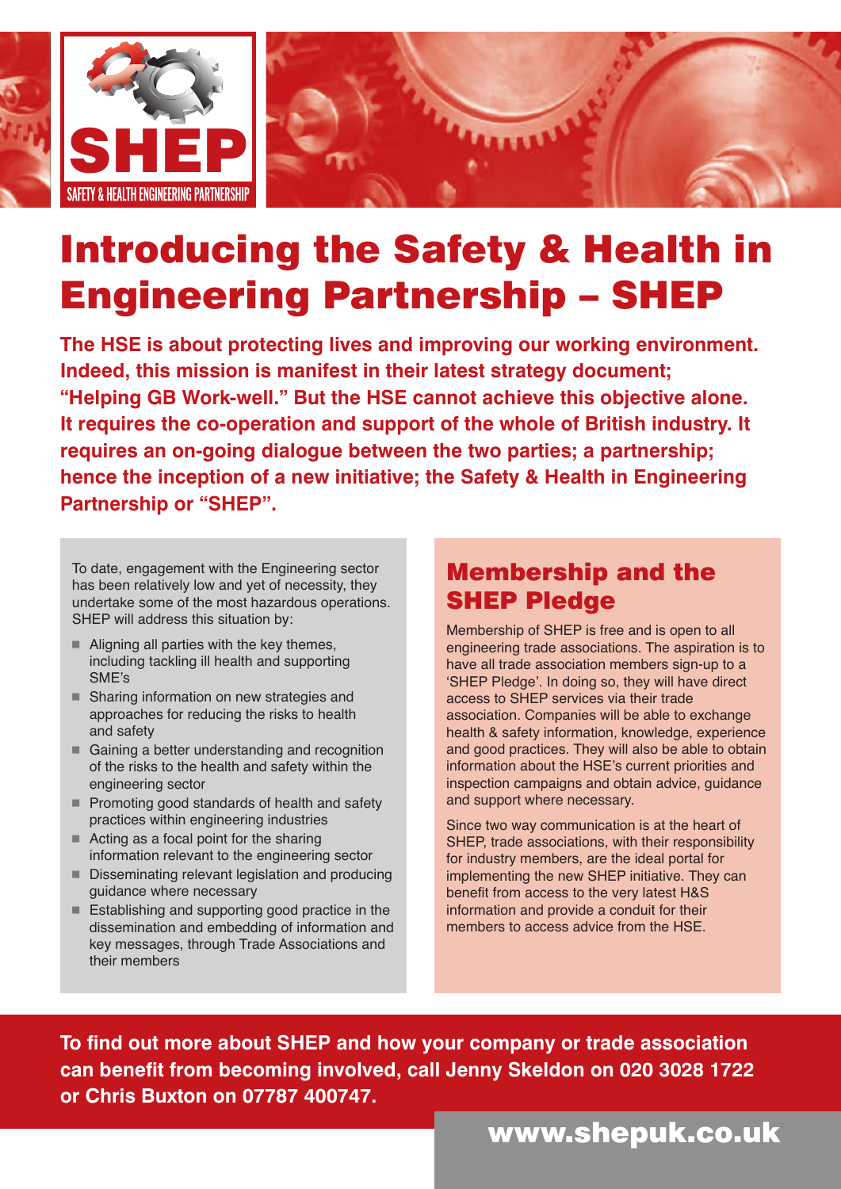SHEP

SAFETY & HEALTH ENGINEERING PARTNERSHIP

# Introducing the Safety & Health in Engineering Partnership – SHEP

**The HSE is about protecting lives and improving our working environment. Indeed, this mission is manifest in their latest strategy document; "Helping GB Work-well." But the HSE cannot achieve this objective alone. It requires the co-operation and support of the whole of British industry. It requires an on-going dialogue between the two parties; a partnership; hence the inception of a new initiative; the Safety & Health in Engineering Partnership or "SHEP".**

To date, engagement with the Engineering sector has been relatively low and yet of necessity, they undertake some of the most hazardous operations. SHEP will address this situation by:

- Aligning all parties with the key themes, including tackling ill health and supporting SME's
- Sharing information on new strategies and approaches for reducing the risks to health and safety
- Gaining a better understanding and recognition of the risks to the health and safety within the engineering sector
- Promoting good standards of health and safety practices within engineering industries
- Acting as a focal point for the sharing information relevant to the engineering sector
- Disseminating relevant legislation and producing guidance where necessary
- Establishing and supporting good practice in the dissemination and embedding of information and key messages, through Trade Associations and their members

## Membership and the SHEP Pledge

Membership of SHEP is free and is open to all engineering trade associations. The aspiration is to have all trade association members sign-up to a 'SHEP Pledge'. In doing so, they will have direct access to SHEP services via their trade association. Companies will be able to exchange health & safety information, knowledge, experience and good practices. They will also be able to obtain information about the HSE's current priorities and inspection campaigns and obtain advice, guidance and support where necessary.

Since two way communication is at the heart of SHEP, trade associations, with their responsibility for industry members, are the ideal portal for implementing the new SHEP initiative. They can benefit from access to the very latest H&S information and provide a conduit for their members to access advice from the HSE.

**To find out more about SHEP and how your company or trade association can benefit from becoming involved, call Jenny Skeldon on 020 3028 1722 or Chris Buxton on 07787 400747.**

**www.shepuk.co.uk**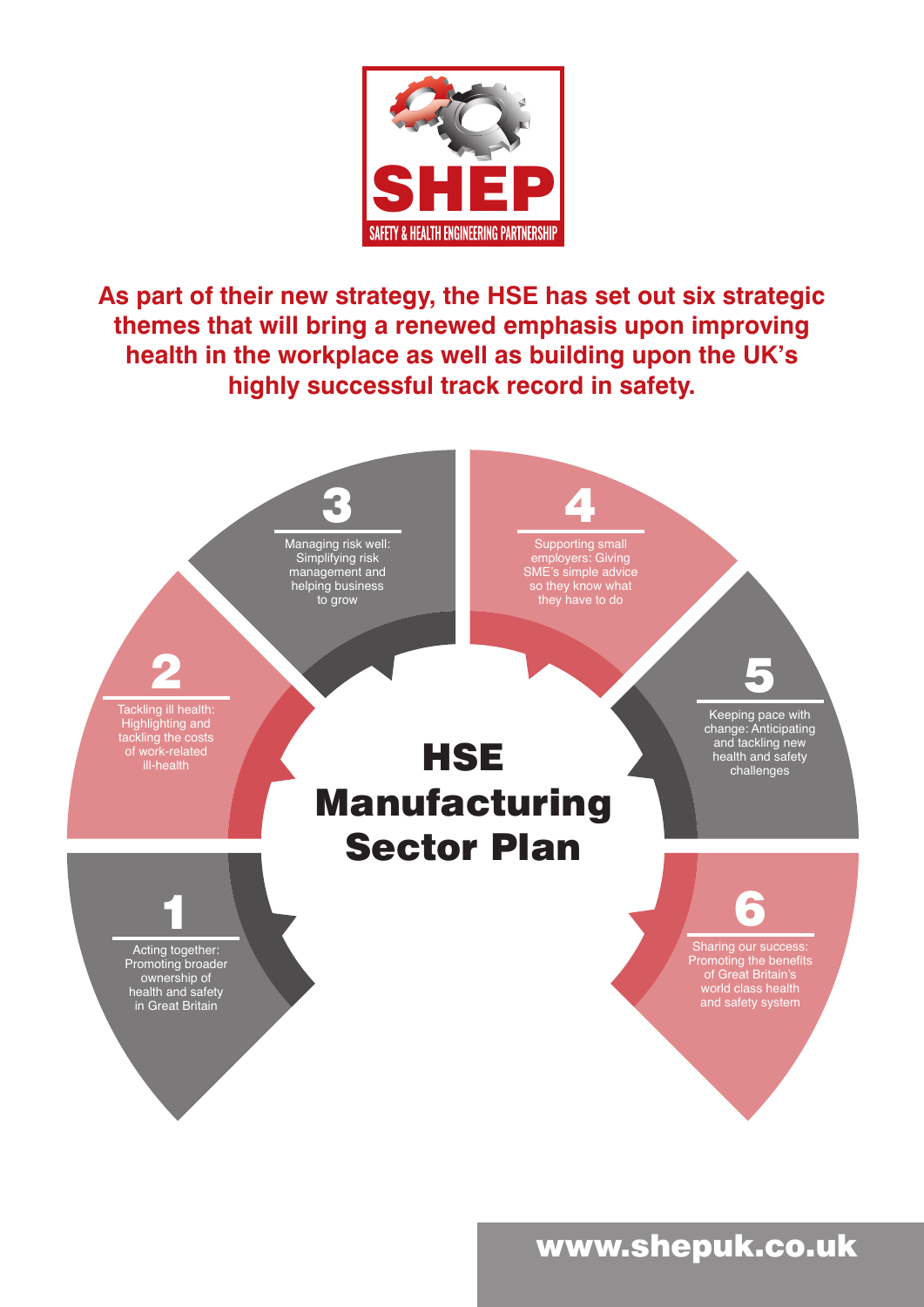SHEP

SAFETY & HEALTH ENGINEERING PARTNERSHIP

**As part of their new strategy, the HSE has set out six strategic themes that will bring a renewed emphasis upon improving health in the workplace as well as building upon the UK's highly successful track record in safety.**

# HSE Manufacturing Sector Plan

**1**
Acting together: Promoting broader ownership of health and safety in Great Britain

**2**
Tackling ill health: Highlighting and tackling the costs of work-related ill-health

**3**
Managing risk well: Simplifying risk management and helping business to grow

**4**
Supporting small employers: Giving SME's simple advice so they know what they have to do

**5**
Keeping pace with change: Anticipating and tackling new health and safety challenges

**6**
Sharing our success: Promoting the benefits of Great Britain's world class health and safety system

**www.shepuk.co.uk**